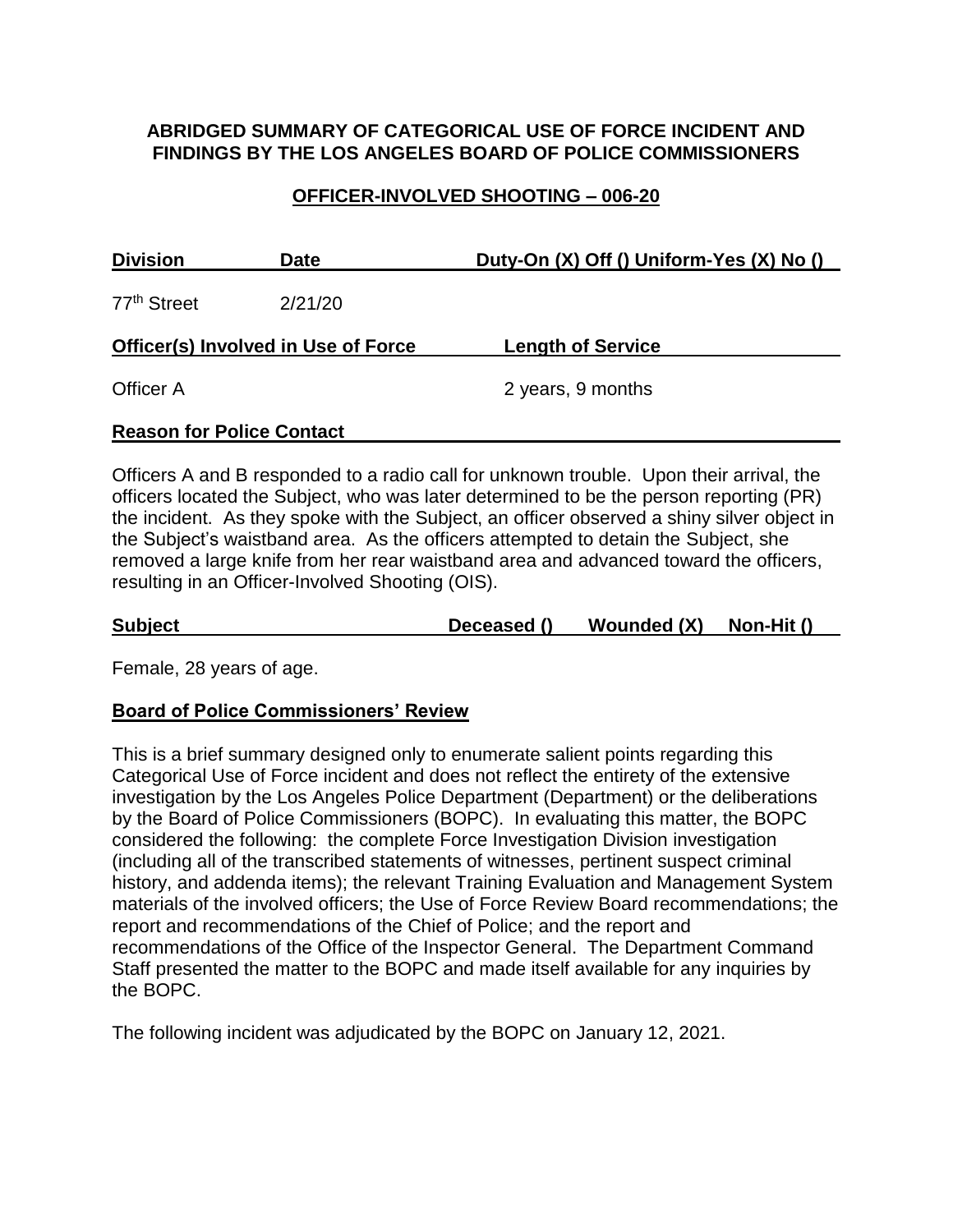**ABRIDGED SUMMARY OF CATEGORICAL USE OF FORCE INCIDENT AND FINDINGS BY THE LOS ANGELES BOARD OF POLICE COMMISSIONERS**

**OFFICER-INVOLVED SHOOTING – 006-20**

| Division | Date | Duty-On (X) Off () Uniform-Yes (X) No () |
|---|---|---|
| 77th Street | 2/21/20 | |

| Officer(s) Involved in Use of Force | Length of Service |
|---|---|
| Officer A | 2 years, 9 months |

**Reason for Police Contact**

Officers A and B responded to a radio call for unknown trouble. Upon their arrival, the officers located the Subject, who was later determined to be the person reporting (PR) the incident. As they spoke with the Subject, an officer observed a shiny silver object in the Subject's waistband area. As the officers attempted to detain the Subject, she removed a large knife from her rear waistband area and advanced toward the officers, resulting in an Officer-Involved Shooting (OIS).

| Subject | Deceased () | Wounded (X) | Non-Hit () |
|---|---|---|---|

Female, 28 years of age.

**Board of Police Commissioners' Review**

This is a brief summary designed only to enumerate salient points regarding this Categorical Use of Force incident and does not reflect the entirety of the extensive investigation by the Los Angeles Police Department (Department) or the deliberations by the Board of Police Commissioners (BOPC). In evaluating this matter, the BOPC considered the following: the complete Force Investigation Division investigation (including all of the transcribed statements of witnesses, pertinent suspect criminal history, and addenda items); the relevant Training Evaluation and Management System materials of the involved officers; the Use of Force Review Board recommendations; the report and recommendations of the Chief of Police; and the report and recommendations of the Office of the Inspector General. The Department Command Staff presented the matter to the BOPC and made itself available for any inquiries by the BOPC.

The following incident was adjudicated by the BOPC on January 12, 2021.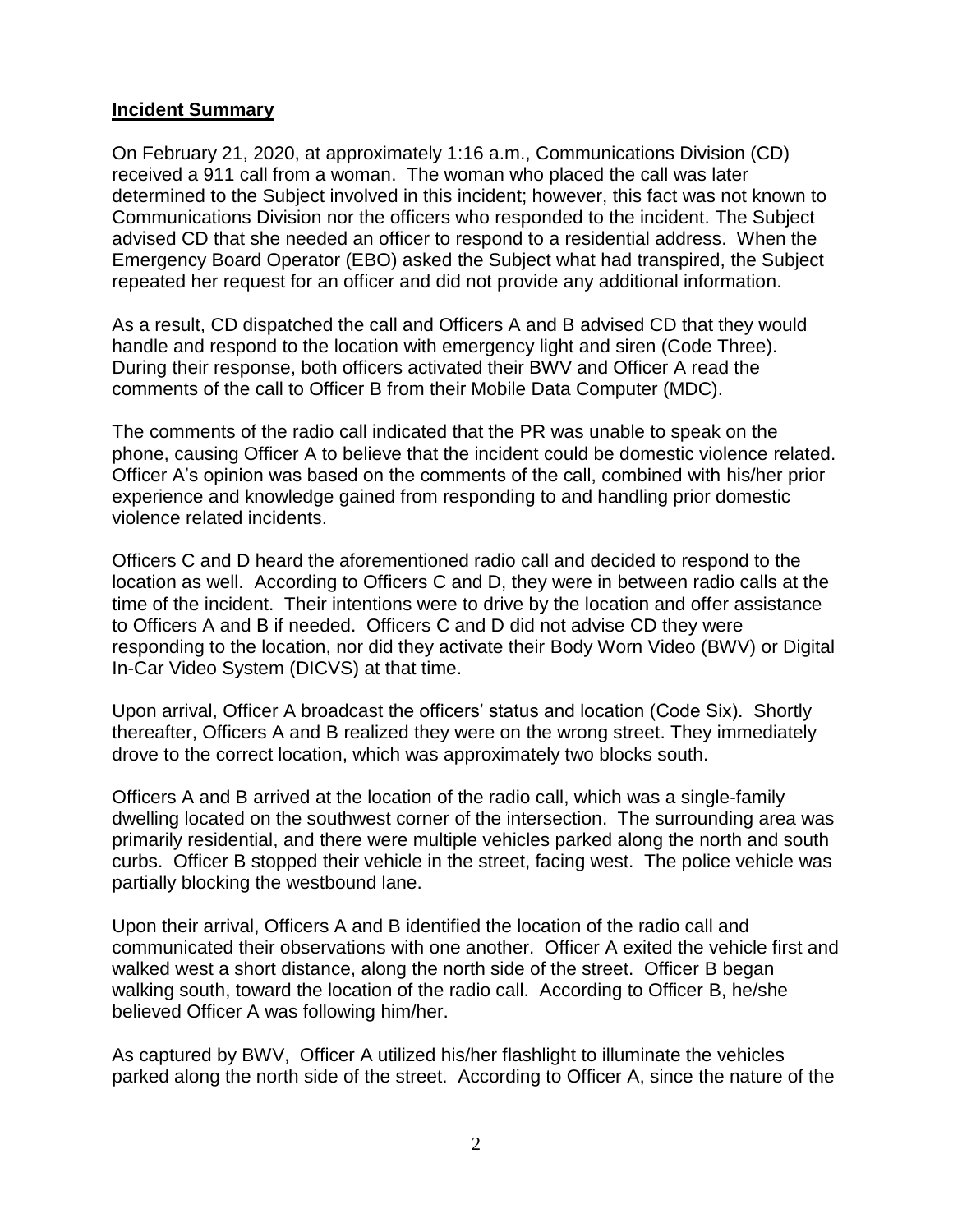## **Incident Summary**

On February 21, 2020, at approximately 1:16 a.m., Communications Division (CD) received a 911 call from a woman. The woman who placed the call was later determined to the Subject involved in this incident; however, this fact was not known to Communications Division nor the officers who responded to the incident. The Subject advised CD that she needed an officer to respond to a residential address. When the Emergency Board Operator (EBO) asked the Subject what had transpired, the Subject repeated her request for an officer and did not provide any additional information.

As a result, CD dispatched the call and Officers A and B advised CD that they would handle and respond to the location with emergency light and siren (Code Three). During their response, both officers activated their BWV and Officer A read the comments of the call to Officer B from their Mobile Data Computer (MDC).

The comments of the radio call indicated that the PR was unable to speak on the phone, causing Officer A to believe that the incident could be domestic violence related. Officer A's opinion was based on the comments of the call, combined with his/her prior experience and knowledge gained from responding to and handling prior domestic violence related incidents.

Officers C and D heard the aforementioned radio call and decided to respond to the location as well. According to Officers C and D, they were in between radio calls at the time of the incident. Their intentions were to drive by the location and offer assistance to Officers A and B if needed. Officers C and D did not advise CD they were responding to the location, nor did they activate their Body Worn Video (BWV) or Digital In-Car Video System (DICVS) at that time.

Upon arrival, Officer A broadcast the officers' status and location (Code Six). Shortly thereafter, Officers A and B realized they were on the wrong street. They immediately drove to the correct location, which was approximately two blocks south.

Officers A and B arrived at the location of the radio call, which was a single-family dwelling located on the southwest corner of the intersection. The surrounding area was primarily residential, and there were multiple vehicles parked along the north and south curbs. Officer B stopped their vehicle in the street, facing west. The police vehicle was partially blocking the westbound lane.

Upon their arrival, Officers A and B identified the location of the radio call and communicated their observations with one another. Officer A exited the vehicle first and walked west a short distance, along the north side of the street. Officer B began walking south, toward the location of the radio call. According to Officer B, he/she believed Officer A was following him/her.

As captured by BWV, Officer A utilized his/her flashlight to illuminate the vehicles parked along the north side of the street. According to Officer A, since the nature of the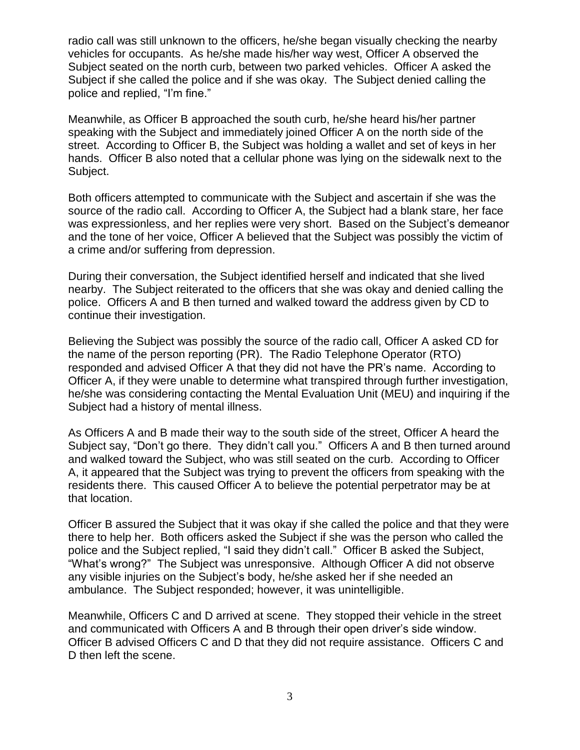radio call was still unknown to the officers, he/she began visually checking the nearby vehicles for occupants. As he/she made his/her way west, Officer A observed the Subject seated on the north curb, between two parked vehicles. Officer A asked the Subject if she called the police and if she was okay. The Subject denied calling the police and replied, "I'm fine."

Meanwhile, as Officer B approached the south curb, he/she heard his/her partner speaking with the Subject and immediately joined Officer A on the north side of the street. According to Officer B, the Subject was holding a wallet and set of keys in her hands. Officer B also noted that a cellular phone was lying on the sidewalk next to the Subject.

Both officers attempted to communicate with the Subject and ascertain if she was the source of the radio call. According to Officer A, the Subject had a blank stare, her face was expressionless, and her replies were very short. Based on the Subject's demeanor and the tone of her voice, Officer A believed that the Subject was possibly the victim of a crime and/or suffering from depression.

During their conversation, the Subject identified herself and indicated that she lived nearby. The Subject reiterated to the officers that she was okay and denied calling the police. Officers A and B then turned and walked toward the address given by CD to continue their investigation.

Believing the Subject was possibly the source of the radio call, Officer A asked CD for the name of the person reporting (PR). The Radio Telephone Operator (RTO) responded and advised Officer A that they did not have the PR's name. According to Officer A, if they were unable to determine what transpired through further investigation, he/she was considering contacting the Mental Evaluation Unit (MEU) and inquiring if the Subject had a history of mental illness.

As Officers A and B made their way to the south side of the street, Officer A heard the Subject say, "Don't go there. They didn't call you." Officers A and B then turned around and walked toward the Subject, who was still seated on the curb. According to Officer A, it appeared that the Subject was trying to prevent the officers from speaking with the residents there. This caused Officer A to believe the potential perpetrator may be at that location.

Officer B assured the Subject that it was okay if she called the police and that they were there to help her. Both officers asked the Subject if she was the person who called the police and the Subject replied, "I said they didn't call." Officer B asked the Subject, "What's wrong?" The Subject was unresponsive. Although Officer A did not observe any visible injuries on the Subject's body, he/she asked her if she needed an ambulance. The Subject responded; however, it was unintelligible.

Meanwhile, Officers C and D arrived at scene. They stopped their vehicle in the street and communicated with Officers A and B through their open driver's side window. Officer B advised Officers C and D that they did not require assistance. Officers C and D then left the scene.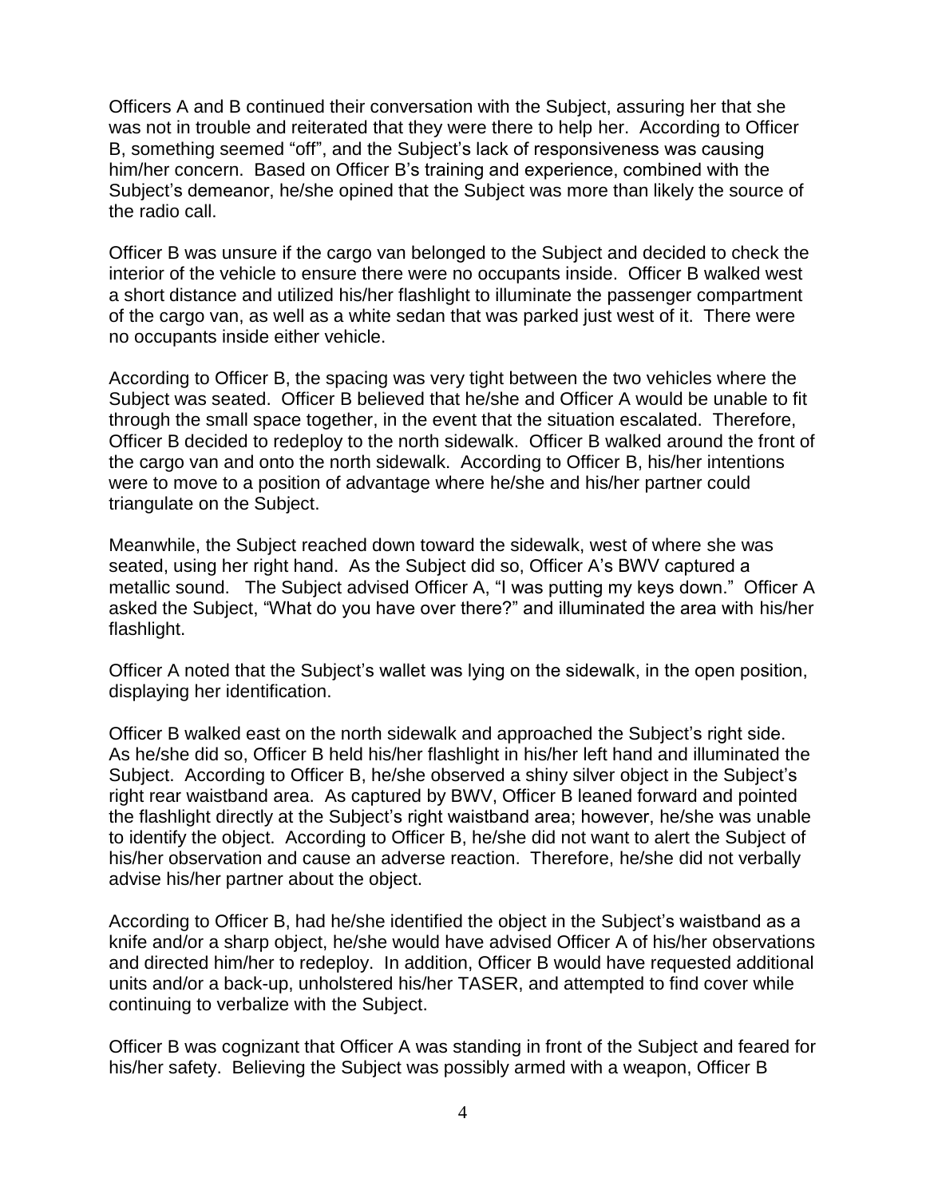Officers A and B continued their conversation with the Subject, assuring her that she was not in trouble and reiterated that they were there to help her. According to Officer B, something seemed "off", and the Subject's lack of responsiveness was causing him/her concern. Based on Officer B's training and experience, combined with the Subject's demeanor, he/she opined that the Subject was more than likely the source of the radio call.

Officer B was unsure if the cargo van belonged to the Subject and decided to check the interior of the vehicle to ensure there were no occupants inside. Officer B walked west a short distance and utilized his/her flashlight to illuminate the passenger compartment of the cargo van, as well as a white sedan that was parked just west of it. There were no occupants inside either vehicle.

According to Officer B, the spacing was very tight between the two vehicles where the Subject was seated. Officer B believed that he/she and Officer A would be unable to fit through the small space together, in the event that the situation escalated. Therefore, Officer B decided to redeploy to the north sidewalk. Officer B walked around the front of the cargo van and onto the north sidewalk. According to Officer B, his/her intentions were to move to a position of advantage where he/she and his/her partner could triangulate on the Subject.

Meanwhile, the Subject reached down toward the sidewalk, west of where she was seated, using her right hand. As the Subject did so, Officer A's BWV captured a metallic sound. The Subject advised Officer A, "I was putting my keys down." Officer A asked the Subject, "What do you have over there?" and illuminated the area with his/her flashlight.

Officer A noted that the Subject's wallet was lying on the sidewalk, in the open position, displaying her identification.

Officer B walked east on the north sidewalk and approached the Subject's right side. As he/she did so, Officer B held his/her flashlight in his/her left hand and illuminated the Subject. According to Officer B, he/she observed a shiny silver object in the Subject's right rear waistband area. As captured by BWV, Officer B leaned forward and pointed the flashlight directly at the Subject's right waistband area; however, he/she was unable to identify the object. According to Officer B, he/she did not want to alert the Subject of his/her observation and cause an adverse reaction. Therefore, he/she did not verbally advise his/her partner about the object.

According to Officer B, had he/she identified the object in the Subject's waistband as a knife and/or a sharp object, he/she would have advised Officer A of his/her observations and directed him/her to redeploy. In addition, Officer B would have requested additional units and/or a back-up, unholstered his/her TASER, and attempted to find cover while continuing to verbalize with the Subject.

Officer B was cognizant that Officer A was standing in front of the Subject and feared for his/her safety. Believing the Subject was possibly armed with a weapon, Officer B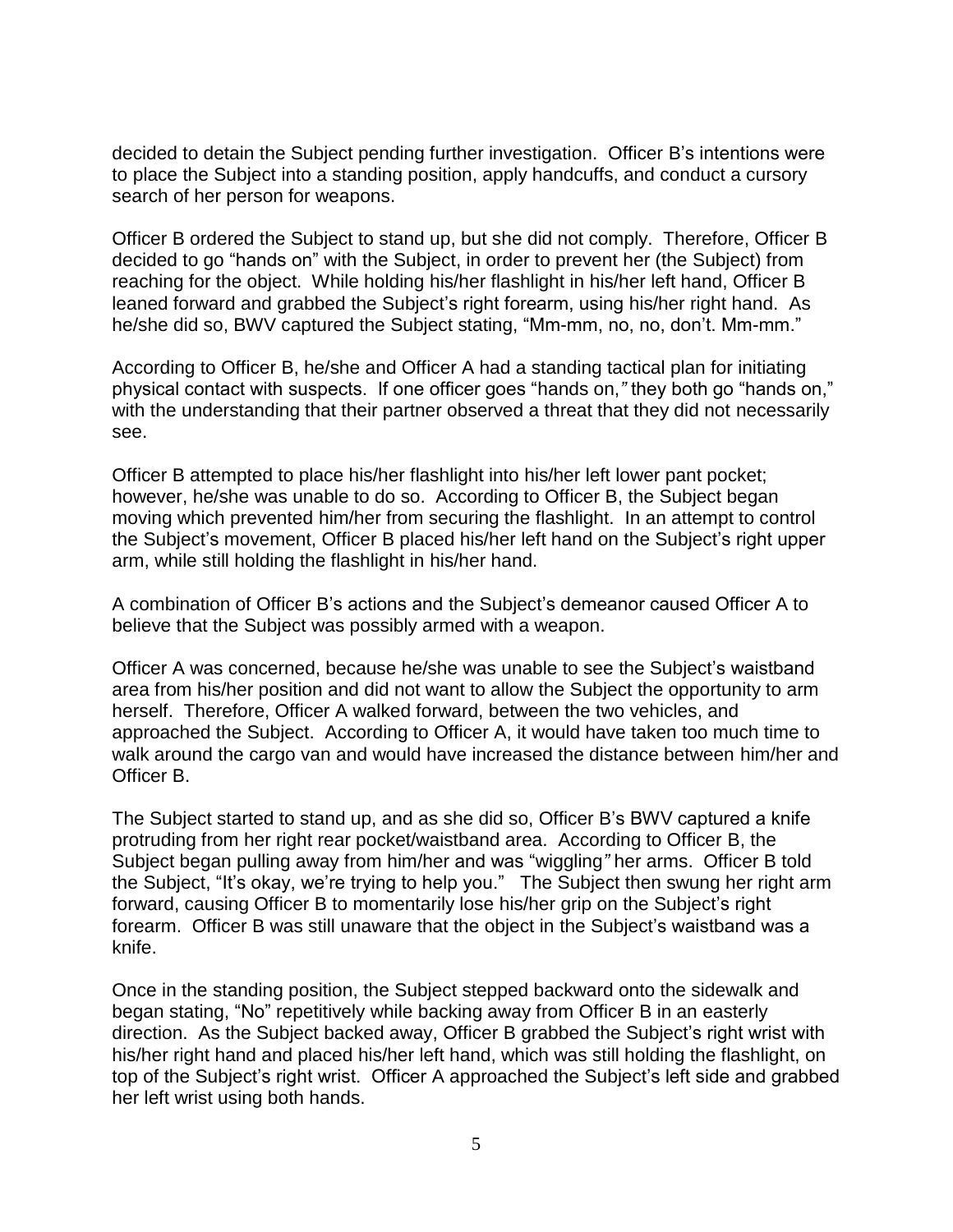decided to detain the Subject pending further investigation. Officer B's intentions were to place the Subject into a standing position, apply handcuffs, and conduct a cursory search of her person for weapons.

Officer B ordered the Subject to stand up, but she did not comply. Therefore, Officer B decided to go "hands on" with the Subject, in order to prevent her (the Subject) from reaching for the object. While holding his/her flashlight in his/her left hand, Officer B leaned forward and grabbed the Subject's right forearm, using his/her right hand. As he/she did so, BWV captured the Subject stating, "Mm-mm, no, no, don't. Mm-mm."

According to Officer B, he/she and Officer A had a standing tactical plan for initiating physical contact with suspects. If one officer goes "hands on," they both go "hands on," with the understanding that their partner observed a threat that they did not necessarily see.

Officer B attempted to place his/her flashlight into his/her left lower pant pocket; however, he/she was unable to do so. According to Officer B, the Subject began moving which prevented him/her from securing the flashlight. In an attempt to control the Subject's movement, Officer B placed his/her left hand on the Subject's right upper arm, while still holding the flashlight in his/her hand.

A combination of Officer B's actions and the Subject's demeanor caused Officer A to believe that the Subject was possibly armed with a weapon.

Officer A was concerned, because he/she was unable to see the Subject's waistband area from his/her position and did not want to allow the Subject the opportunity to arm herself. Therefore, Officer A walked forward, between the two vehicles, and approached the Subject. According to Officer A, it would have taken too much time to walk around the cargo van and would have increased the distance between him/her and Officer B.

The Subject started to stand up, and as she did so, Officer B's BWV captured a knife protruding from her right rear pocket/waistband area. According to Officer B, the Subject began pulling away from him/her and was "wiggling" her arms. Officer B told the Subject, "It's okay, we're trying to help you." The Subject then swung her right arm forward, causing Officer B to momentarily lose his/her grip on the Subject's right forearm. Officer B was still unaware that the object in the Subject's waistband was a knife.

Once in the standing position, the Subject stepped backward onto the sidewalk and began stating, "No" repetitively while backing away from Officer B in an easterly direction. As the Subject backed away, Officer B grabbed the Subject's right wrist with his/her right hand and placed his/her left hand, which was still holding the flashlight, on top of the Subject's right wrist. Officer A approached the Subject's left side and grabbed her left wrist using both hands.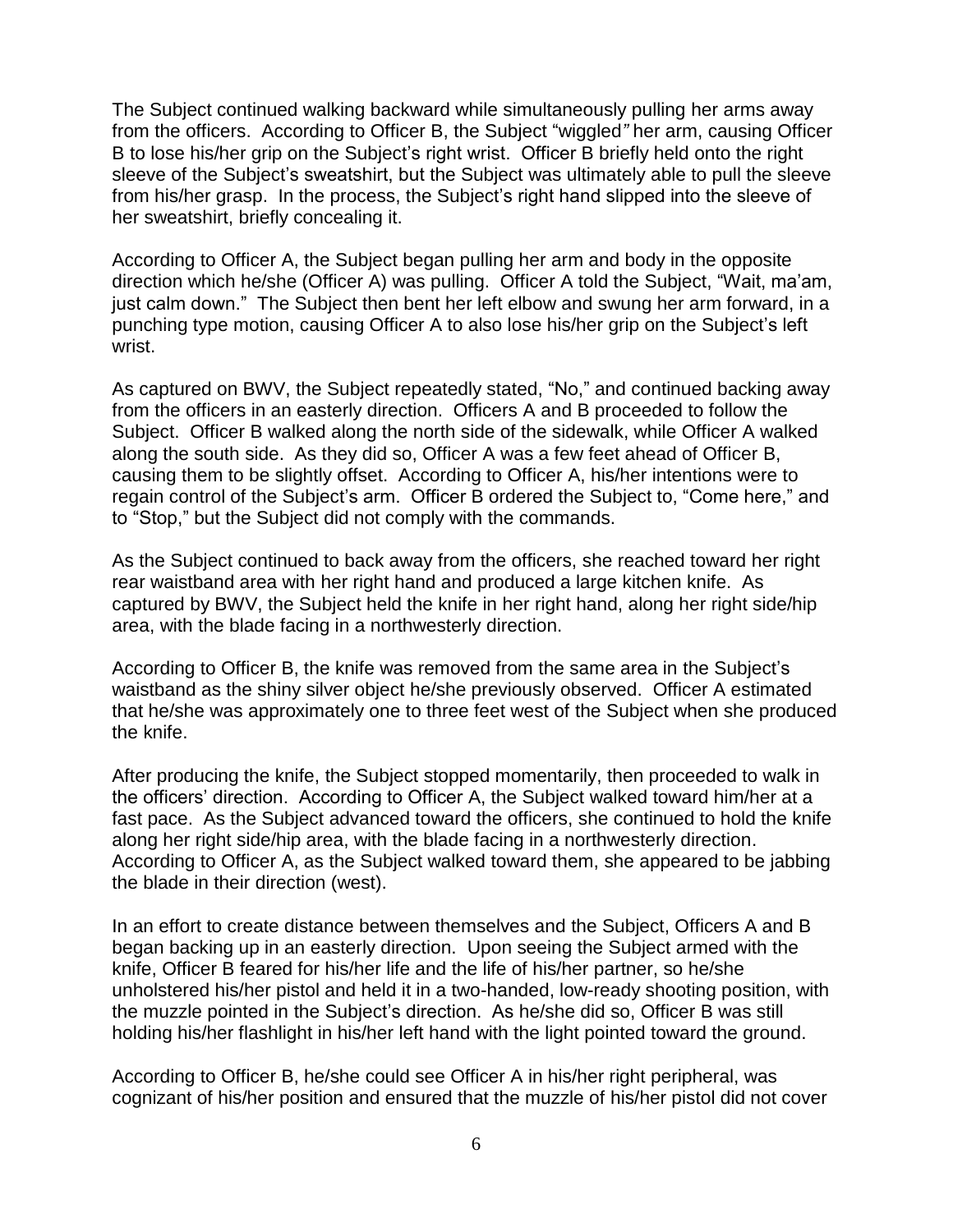The Subject continued walking backward while simultaneously pulling her arms away from the officers. According to Officer B, the Subject "wiggled" her arm, causing Officer B to lose his/her grip on the Subject's right wrist. Officer B briefly held onto the right sleeve of the Subject's sweatshirt, but the Subject was ultimately able to pull the sleeve from his/her grasp. In the process, the Subject's right hand slipped into the sleeve of her sweatshirt, briefly concealing it.

According to Officer A, the Subject began pulling her arm and body in the opposite direction which he/she (Officer A) was pulling. Officer A told the Subject, "Wait, ma'am, just calm down." The Subject then bent her left elbow and swung her arm forward, in a punching type motion, causing Officer A to also lose his/her grip on the Subject's left wrist.

As captured on BWV, the Subject repeatedly stated, "No," and continued backing away from the officers in an easterly direction. Officers A and B proceeded to follow the Subject. Officer B walked along the north side of the sidewalk, while Officer A walked along the south side. As they did so, Officer A was a few feet ahead of Officer B, causing them to be slightly offset. According to Officer A, his/her intentions were to regain control of the Subject's arm. Officer B ordered the Subject to, "Come here," and to "Stop," but the Subject did not comply with the commands.

As the Subject continued to back away from the officers, she reached toward her right rear waistband area with her right hand and produced a large kitchen knife. As captured by BWV, the Subject held the knife in her right hand, along her right side/hip area, with the blade facing in a northwesterly direction.

According to Officer B, the knife was removed from the same area in the Subject's waistband as the shiny silver object he/she previously observed. Officer A estimated that he/she was approximately one to three feet west of the Subject when she produced the knife.

After producing the knife, the Subject stopped momentarily, then proceeded to walk in the officers' direction. According to Officer A, the Subject walked toward him/her at a fast pace. As the Subject advanced toward the officers, she continued to hold the knife along her right side/hip area, with the blade facing in a northwesterly direction. According to Officer A, as the Subject walked toward them, she appeared to be jabbing the blade in their direction (west).

In an effort to create distance between themselves and the Subject, Officers A and B began backing up in an easterly direction. Upon seeing the Subject armed with the knife, Officer B feared for his/her life and the life of his/her partner, so he/she unholstered his/her pistol and held it in a two-handed, low-ready shooting position, with the muzzle pointed in the Subject's direction. As he/she did so, Officer B was still holding his/her flashlight in his/her left hand with the light pointed toward the ground.

According to Officer B, he/she could see Officer A in his/her right peripheral, was cognizant of his/her position and ensured that the muzzle of his/her pistol did not cover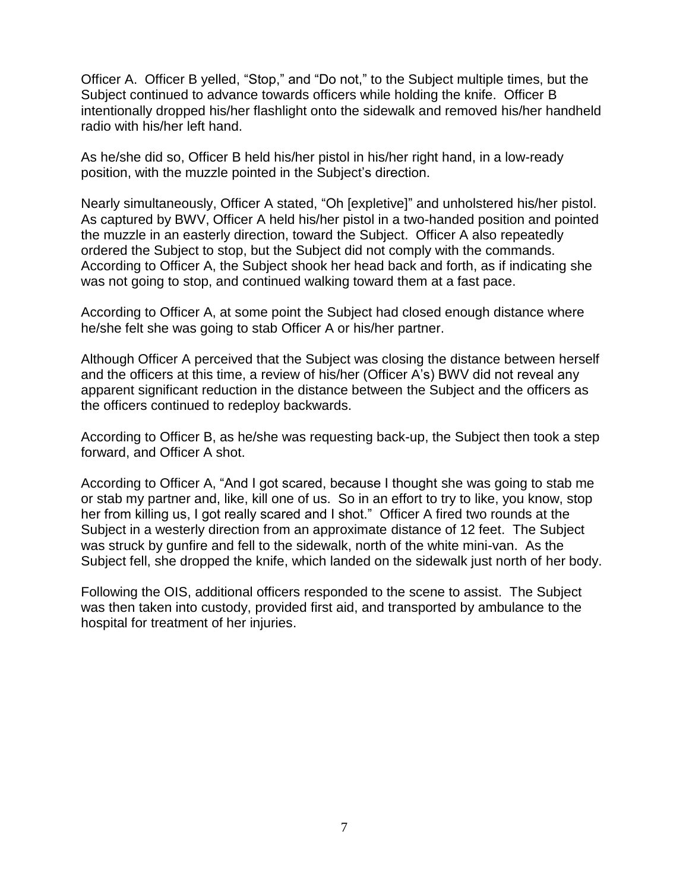Officer A. Officer B yelled, "Stop," and "Do not," to the Subject multiple times, but the Subject continued to advance towards officers while holding the knife. Officer B intentionally dropped his/her flashlight onto the sidewalk and removed his/her handheld radio with his/her left hand.

As he/she did so, Officer B held his/her pistol in his/her right hand, in a low-ready position, with the muzzle pointed in the Subject's direction.

Nearly simultaneously, Officer A stated, "Oh [expletive]" and unholstered his/her pistol. As captured by BWV, Officer A held his/her pistol in a two-handed position and pointed the muzzle in an easterly direction, toward the Subject. Officer A also repeatedly ordered the Subject to stop, but the Subject did not comply with the commands. According to Officer A, the Subject shook her head back and forth, as if indicating she was not going to stop, and continued walking toward them at a fast pace.

According to Officer A, at some point the Subject had closed enough distance where he/she felt she was going to stab Officer A or his/her partner.

Although Officer A perceived that the Subject was closing the distance between herself and the officers at this time, a review of his/her (Officer A's) BWV did not reveal any apparent significant reduction in the distance between the Subject and the officers as the officers continued to redeploy backwards.

According to Officer B, as he/she was requesting back-up, the Subject then took a step forward, and Officer A shot.

According to Officer A, "And I got scared, because I thought she was going to stab me or stab my partner and, like, kill one of us. So in an effort to try to like, you know, stop her from killing us, I got really scared and I shot." Officer A fired two rounds at the Subject in a westerly direction from an approximate distance of 12 feet. The Subject was struck by gunfire and fell to the sidewalk, north of the white mini-van. As the Subject fell, she dropped the knife, which landed on the sidewalk just north of her body.

Following the OIS, additional officers responded to the scene to assist. The Subject was then taken into custody, provided first aid, and transported by ambulance to the hospital for treatment of her injuries.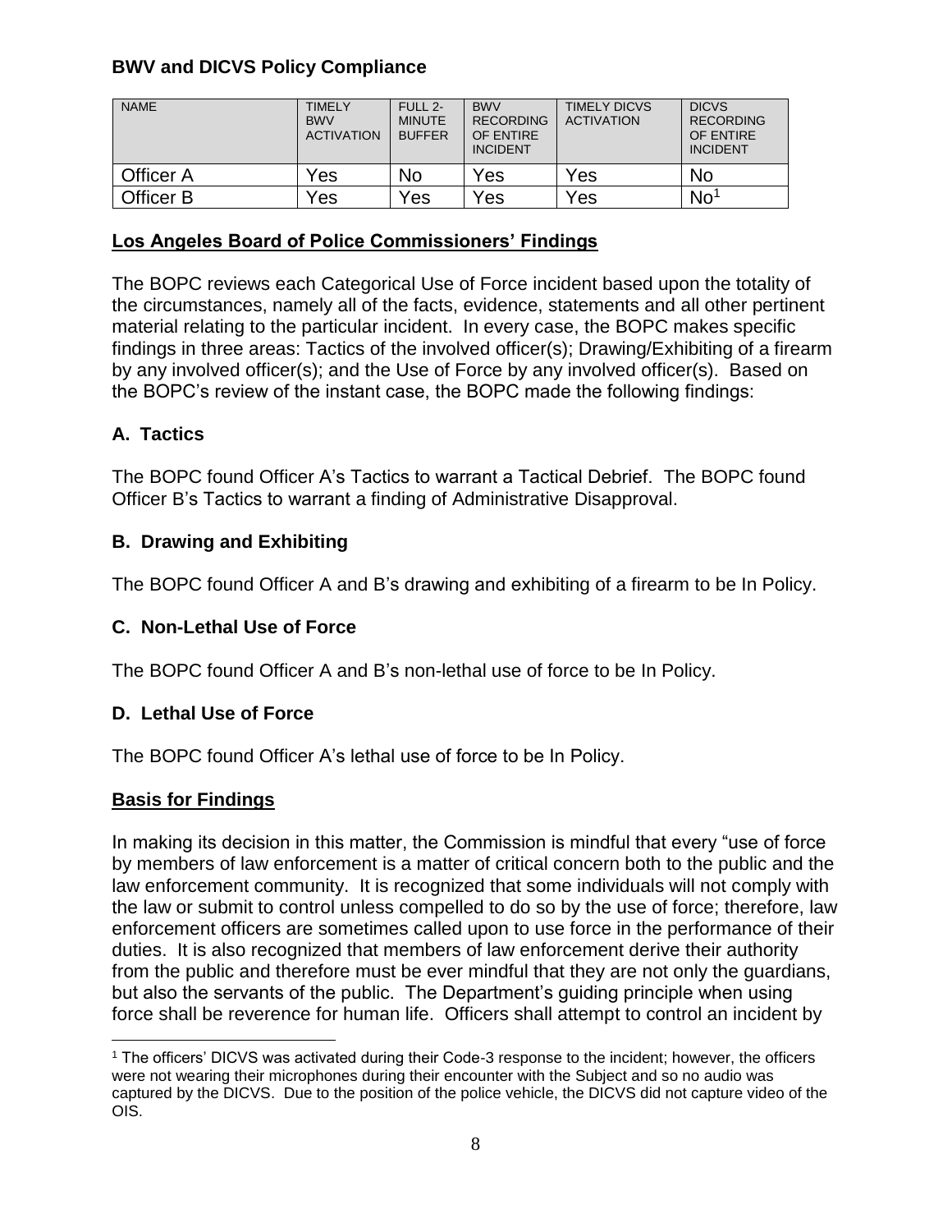**BWV and DICVS Policy Compliance**

| NAME | TIMELY BWV ACTIVATION | FULL 2-MINUTE BUFFER | BWV RECORDING OF ENTIRE INCIDENT | TIMELY DICVS ACTIVATION | DICVS RECORDING OF ENTIRE INCIDENT |
|---|---|---|---|---|---|
| Officer A | Yes | No | Yes | Yes | No |
| Officer B | Yes | Yes | Yes | Yes | No[1] |

## Los Angeles Board of Police Commissioners' Findings

The BOPC reviews each Categorical Use of Force incident based upon the totality of the circumstances, namely all of the facts, evidence, statements and all other pertinent material relating to the particular incident. In every case, the BOPC makes specific findings in three areas: Tactics of the involved officer(s); Drawing/Exhibiting of a firearm by any involved officer(s); and the Use of Force by any involved officer(s). Based on the BOPC's review of the instant case, the BOPC made the following findings:

### A. Tactics

The BOPC found Officer A's Tactics to warrant a Tactical Debrief. The BOPC found Officer B's Tactics to warrant a finding of Administrative Disapproval.

### B. Drawing and Exhibiting

The BOPC found Officer A and B's drawing and exhibiting of a firearm to be In Policy.

### C. Non-Lethal Use of Force

The BOPC found Officer A and B's non-lethal use of force to be In Policy.

### D. Lethal Use of Force

The BOPC found Officer A's lethal use of force to be In Policy.

## Basis for Findings

In making its decision in this matter, the Commission is mindful that every "use of force by members of law enforcement is a matter of critical concern both to the public and the law enforcement community. It is recognized that some individuals will not comply with the law or submit to control unless compelled to do so by the use of force; therefore, law enforcement officers are sometimes called upon to use force in the performance of their duties. It is also recognized that members of law enforcement derive their authority from the public and therefore must be ever mindful that they are not only the guardians, but also the servants of the public. The Department's guiding principle when using force shall be reverence for human life. Officers shall attempt to control an incident by

---

[1] The officers' DICVS was activated during their Code-3 response to the incident; however, the officers were not wearing their microphones during their encounter with the Subject and so no audio was captured by the DICVS. Due to the position of the police vehicle, the DICVS did not capture video of the OIS.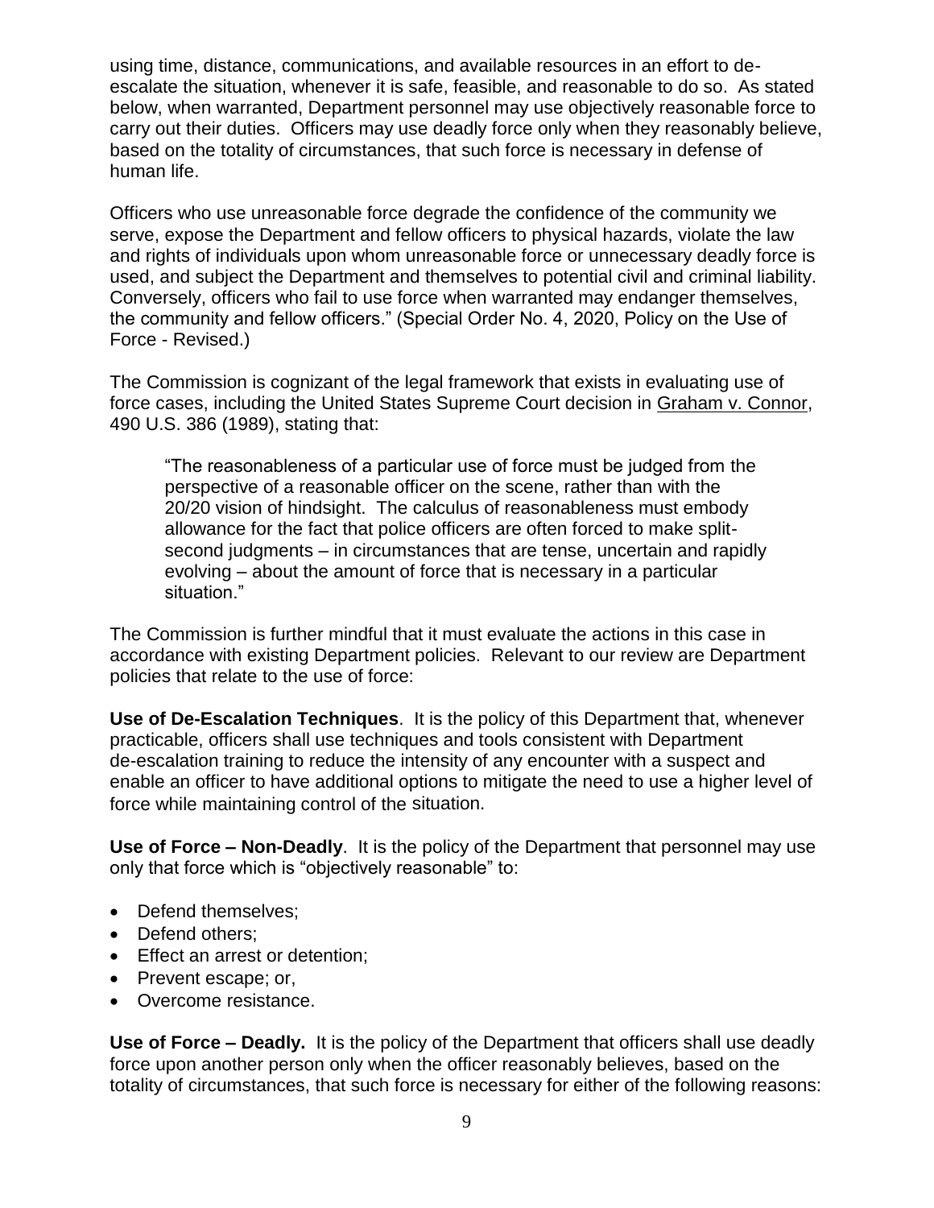using time, distance, communications, and available resources in an effort to de-escalate the situation, whenever it is safe, feasible, and reasonable to do so. As stated below, when warranted, Department personnel may use objectively reasonable force to carry out their duties. Officers may use deadly force only when they reasonably believe, based on the totality of circumstances, that such force is necessary in defense of human life.

Officers who use unreasonable force degrade the confidence of the community we serve, expose the Department and fellow officers to physical hazards, violate the law and rights of individuals upon whom unreasonable force or unnecessary deadly force is used, and subject the Department and themselves to potential civil and criminal liability. Conversely, officers who fail to use force when warranted may endanger themselves, the community and fellow officers." (Special Order No. 4, 2020, Policy on the Use of Force - Revised.)

The Commission is cognizant of the legal framework that exists in evaluating use of force cases, including the United States Supreme Court decision in Graham v. Connor, 490 U.S. 386 (1989), stating that:

> "The reasonableness of a particular use of force must be judged from the perspective of a reasonable officer on the scene, rather than with the 20/20 vision of hindsight. The calculus of reasonableness must embody allowance for the fact that police officers are often forced to make split-second judgments – in circumstances that are tense, uncertain and rapidly evolving – about the amount of force that is necessary in a particular situation."

The Commission is further mindful that it must evaluate the actions in this case in accordance with existing Department policies. Relevant to our review are Department policies that relate to the use of force:

**Use of De-Escalation Techniques**. It is the policy of this Department that, whenever practicable, officers shall use techniques and tools consistent with Department de-escalation training to reduce the intensity of any encounter with a suspect and enable an officer to have additional options to mitigate the need to use a higher level of force while maintaining control of the situation.

**Use of Force – Non-Deadly**. It is the policy of the Department that personnel may use only that force which is "objectively reasonable" to:

- Defend themselves;
- Defend others;
- Effect an arrest or detention;
- Prevent escape; or,
- Overcome resistance.

**Use of Force – Deadly.** It is the policy of the Department that officers shall use deadly force upon another person only when the officer reasonably believes, based on the totality of circumstances, that such force is necessary for either of the following reasons: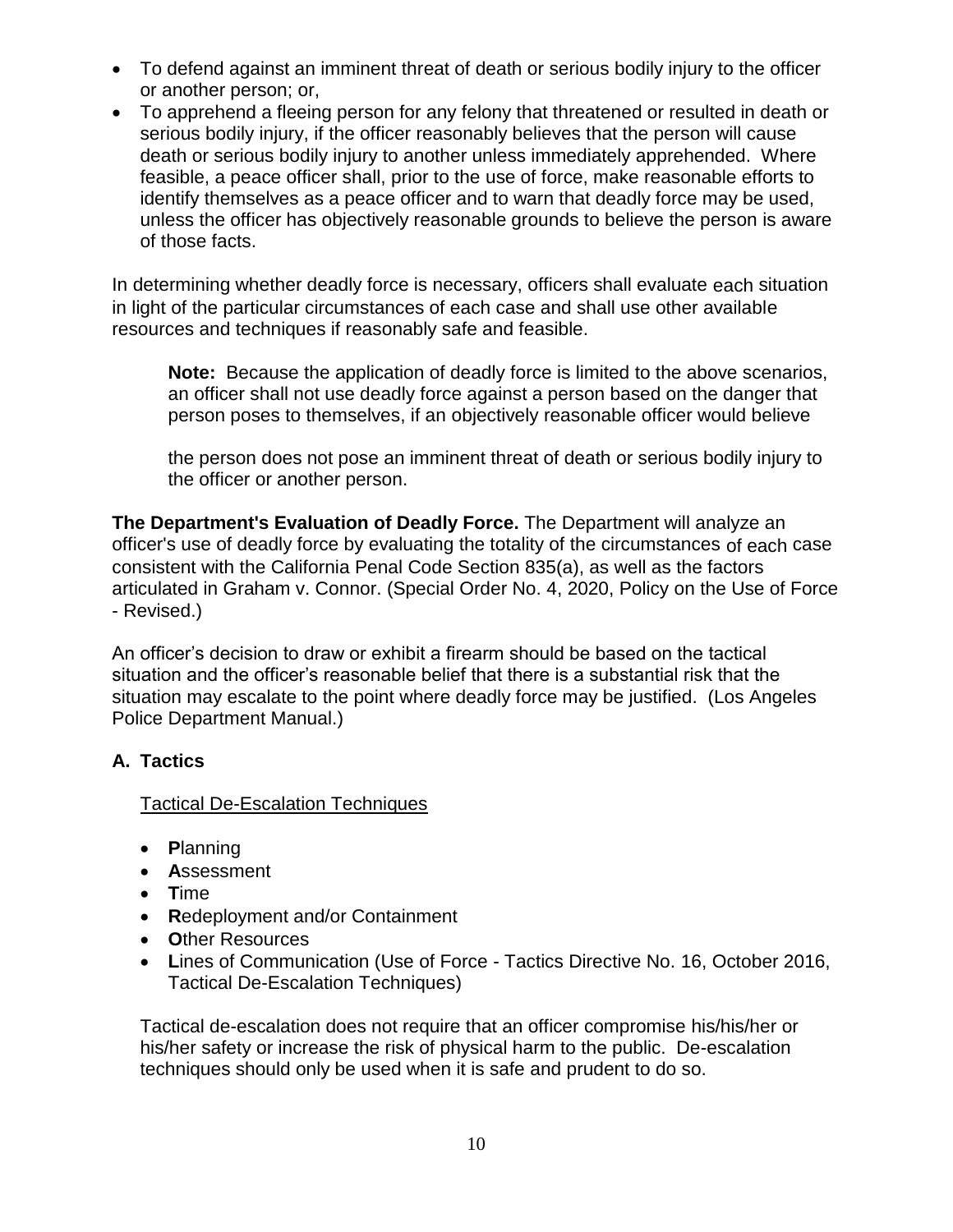- To defend against an imminent threat of death or serious bodily injury to the officer or another person; or,
- To apprehend a fleeing person for any felony that threatened or resulted in death or serious bodily injury, if the officer reasonably believes that the person will cause death or serious bodily injury to another unless immediately apprehended. Where feasible, a peace officer shall, prior to the use of force, make reasonable efforts to identify themselves as a peace officer and to warn that deadly force may be used, unless the officer has objectively reasonable grounds to believe the person is aware of those facts.

In determining whether deadly force is necessary, officers shall evaluate each situation in light of the particular circumstances of each case and shall use other available resources and techniques if reasonably safe and feasible.

> **Note:** Because the application of deadly force is limited to the above scenarios, an officer shall not use deadly force against a person based on the danger that person poses to themselves, if an objectively reasonable officer would believe
>
> the person does not pose an imminent threat of death or serious bodily injury to the officer or another person.

**The Department's Evaluation of Deadly Force.** The Department will analyze an officer's use of deadly force by evaluating the totality of the circumstances of each case consistent with the California Penal Code Section 835(a), as well as the factors articulated in Graham v. Connor. (Special Order No. 4, 2020, Policy on the Use of Force - Revised.)

An officer's decision to draw or exhibit a firearm should be based on the tactical situation and the officer's reasonable belief that there is a substantial risk that the situation may escalate to the point where deadly force may be justified. (Los Angeles Police Department Manual.)

## A. Tactics

Tactical De-Escalation Techniques

- **P**lanning
- **A**ssessment
- **T**ime
- **R**edeployment and/or Containment
- **O**ther Resources
- **L**ines of Communication (Use of Force - Tactics Directive No. 16, October 2016, Tactical De-Escalation Techniques)

Tactical de-escalation does not require that an officer compromise his/his/her or his/her safety or increase the risk of physical harm to the public. De-escalation techniques should only be used when it is safe and prudent to do so.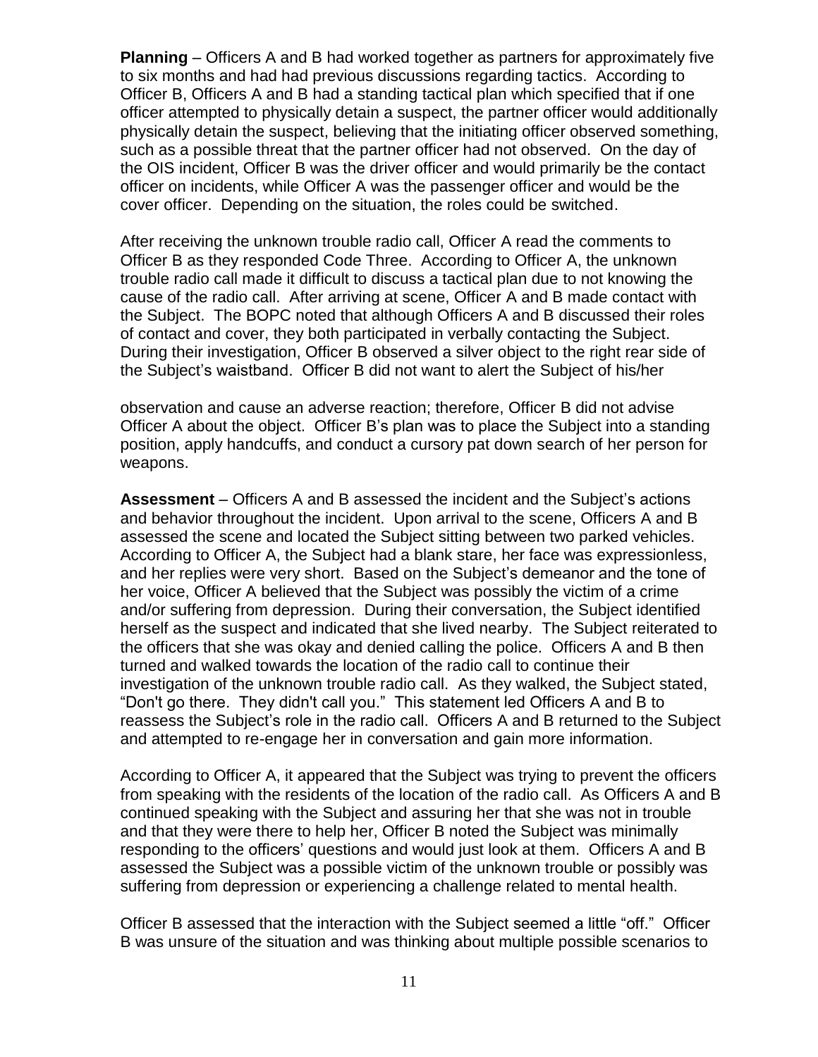**Planning** – Officers A and B had worked together as partners for approximately five to six months and had had previous discussions regarding tactics. According to Officer B, Officers A and B had a standing tactical plan which specified that if one officer attempted to physically detain a suspect, the partner officer would additionally physically detain the suspect, believing that the initiating officer observed something, such as a possible threat that the partner officer had not observed. On the day of the OIS incident, Officer B was the driver officer and would primarily be the contact officer on incidents, while Officer A was the passenger officer and would be the cover officer. Depending on the situation, the roles could be switched.

After receiving the unknown trouble radio call, Officer A read the comments to Officer B as they responded Code Three. According to Officer A, the unknown trouble radio call made it difficult to discuss a tactical plan due to not knowing the cause of the radio call. After arriving at scene, Officer A and B made contact with the Subject. The BOPC noted that although Officers A and B discussed their roles of contact and cover, they both participated in verbally contacting the Subject. During their investigation, Officer B observed a silver object to the right rear side of the Subject's waistband. Officer B did not want to alert the Subject of his/her observation and cause an adverse reaction; therefore, Officer B did not advise Officer A about the object. Officer B's plan was to place the Subject into a standing position, apply handcuffs, and conduct a cursory pat down search of her person for weapons.

**Assessment** – Officers A and B assessed the incident and the Subject's actions and behavior throughout the incident. Upon arrival to the scene, Officers A and B assessed the scene and located the Subject sitting between two parked vehicles. According to Officer A, the Subject had a blank stare, her face was expressionless, and her replies were very short. Based on the Subject's demeanor and the tone of her voice, Officer A believed that the Subject was possibly the victim of a crime and/or suffering from depression. During their conversation, the Subject identified herself as the suspect and indicated that she lived nearby. The Subject reiterated to the officers that she was okay and denied calling the police. Officers A and B then turned and walked towards the location of the radio call to continue their investigation of the unknown trouble radio call. As they walked, the Subject stated, "Don't go there. They didn't call you." This statement led Officers A and B to reassess the Subject's role in the radio call. Officers A and B returned to the Subject and attempted to re-engage her in conversation and gain more information.

According to Officer A, it appeared that the Subject was trying to prevent the officers from speaking with the residents of the location of the radio call. As Officers A and B continued speaking with the Subject and assuring her that she was not in trouble and that they were there to help her, Officer B noted the Subject was minimally responding to the officers' questions and would just look at them. Officers A and B assessed the Subject was a possible victim of the unknown trouble or possibly was suffering from depression or experiencing a challenge related to mental health.

Officer B assessed that the interaction with the Subject seemed a little "off." Officer B was unsure of the situation and was thinking about multiple possible scenarios to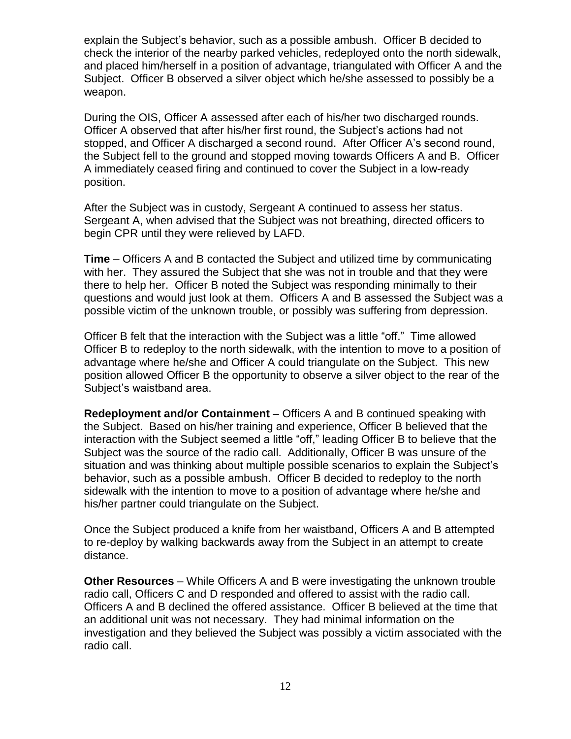explain the Subject's behavior, such as a possible ambush. Officer B decided to check the interior of the nearby parked vehicles, redeployed onto the north sidewalk, and placed him/herself in a position of advantage, triangulated with Officer A and the Subject. Officer B observed a silver object which he/she assessed to possibly be a weapon.

During the OIS, Officer A assessed after each of his/her two discharged rounds. Officer A observed that after his/her first round, the Subject's actions had not stopped, and Officer A discharged a second round. After Officer A's second round, the Subject fell to the ground and stopped moving towards Officers A and B. Officer A immediately ceased firing and continued to cover the Subject in a low-ready position.

After the Subject was in custody, Sergeant A continued to assess her status. Sergeant A, when advised that the Subject was not breathing, directed officers to begin CPR until they were relieved by LAFD.

**Time** – Officers A and B contacted the Subject and utilized time by communicating with her. They assured the Subject that she was not in trouble and that they were there to help her. Officer B noted the Subject was responding minimally to their questions and would just look at them. Officers A and B assessed the Subject was a possible victim of the unknown trouble, or possibly was suffering from depression.

Officer B felt that the interaction with the Subject was a little "off." Time allowed Officer B to redeploy to the north sidewalk, with the intention to move to a position of advantage where he/she and Officer A could triangulate on the Subject. This new position allowed Officer B the opportunity to observe a silver object to the rear of the Subject's waistband area.

**Redeployment and/or Containment** – Officers A and B continued speaking with the Subject. Based on his/her training and experience, Officer B believed that the interaction with the Subject seemed a little "off," leading Officer B to believe that the Subject was the source of the radio call. Additionally, Officer B was unsure of the situation and was thinking about multiple possible scenarios to explain the Subject's behavior, such as a possible ambush. Officer B decided to redeploy to the north sidewalk with the intention to move to a position of advantage where he/she and his/her partner could triangulate on the Subject.

Once the Subject produced a knife from her waistband, Officers A and B attempted to re-deploy by walking backwards away from the Subject in an attempt to create distance.

**Other Resources** – While Officers A and B were investigating the unknown trouble radio call, Officers C and D responded and offered to assist with the radio call. Officers A and B declined the offered assistance. Officer B believed at the time that an additional unit was not necessary. They had minimal information on the investigation and they believed the Subject was possibly a victim associated with the radio call.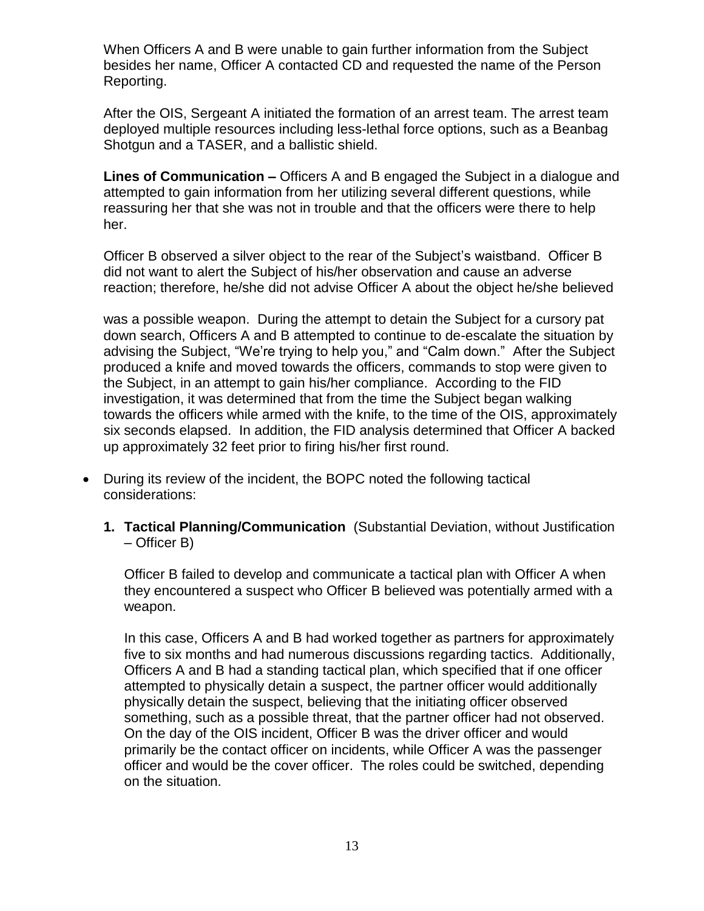When Officers A and B were unable to gain further information from the Subject besides her name, Officer A contacted CD and requested the name of the Person Reporting.

After the OIS, Sergeant A initiated the formation of an arrest team. The arrest team deployed multiple resources including less-lethal force options, such as a Beanbag Shotgun and a TASER, and a ballistic shield.

**Lines of Communication –** Officers A and B engaged the Subject in a dialogue and attempted to gain information from her utilizing several different questions, while reassuring her that she was not in trouble and that the officers were there to help her.

Officer B observed a silver object to the rear of the Subject's waistband. Officer B did not want to alert the Subject of his/her observation and cause an adverse reaction; therefore, he/she did not advise Officer A about the object he/she believed was a possible weapon. During the attempt to detain the Subject for a cursory pat down search, Officers A and B attempted to continue to de-escalate the situation by advising the Subject, "We're trying to help you," and "Calm down." After the Subject produced a knife and moved towards the officers, commands to stop were given to the Subject, in an attempt to gain his/her compliance. According to the FID investigation, it was determined that from the time the Subject began walking towards the officers while armed with the knife, to the time of the OIS, approximately six seconds elapsed. In addition, the FID analysis determined that Officer A backed up approximately 32 feet prior to firing his/her first round.

- During its review of the incident, the BOPC noted the following tactical considerations:

  **1. Tactical Planning/Communication** (Substantial Deviation, without Justification – Officer B)

  Officer B failed to develop and communicate a tactical plan with Officer A when they encountered a suspect who Officer B believed was potentially armed with a weapon.

  In this case, Officers A and B had worked together as partners for approximately five to six months and had numerous discussions regarding tactics. Additionally, Officers A and B had a standing tactical plan, which specified that if one officer attempted to physically detain a suspect, the partner officer would additionally physically detain the suspect, believing that the initiating officer observed something, such as a possible threat, that the partner officer had not observed. On the day of the OIS incident, Officer B was the driver officer and would primarily be the contact officer on incidents, while Officer A was the passenger officer and would be the cover officer. The roles could be switched, depending on the situation.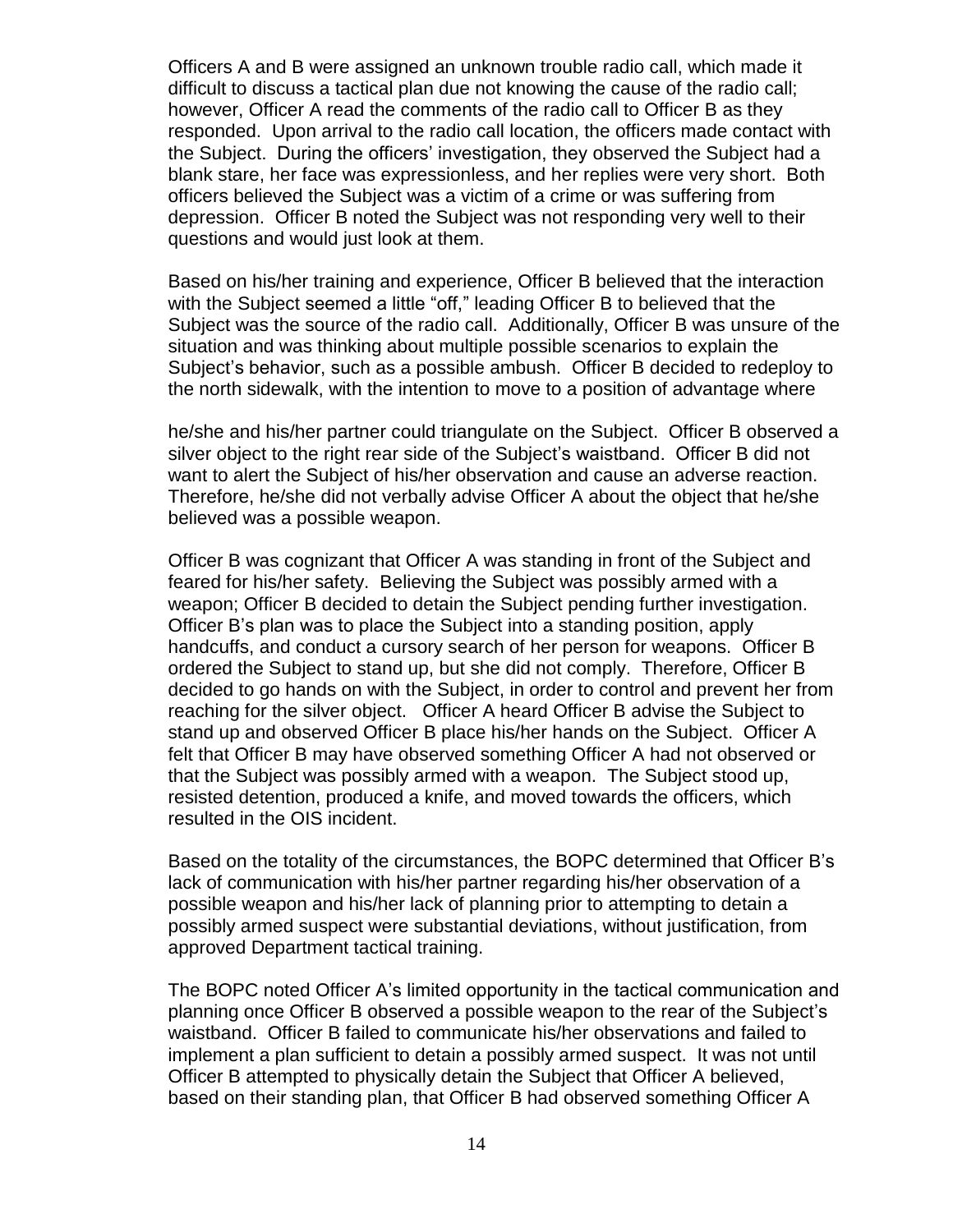Officers A and B were assigned an unknown trouble radio call, which made it difficult to discuss a tactical plan due not knowing the cause of the radio call; however, Officer A read the comments of the radio call to Officer B as they responded. Upon arrival to the radio call location, the officers made contact with the Subject. During the officers' investigation, they observed the Subject had a blank stare, her face was expressionless, and her replies were very short. Both officers believed the Subject was a victim of a crime or was suffering from depression. Officer B noted the Subject was not responding very well to their questions and would just look at them.

Based on his/her training and experience, Officer B believed that the interaction with the Subject seemed a little "off," leading Officer B to believed that the Subject was the source of the radio call. Additionally, Officer B was unsure of the situation and was thinking about multiple possible scenarios to explain the Subject's behavior, such as a possible ambush. Officer B decided to redeploy to the north sidewalk, with the intention to move to a position of advantage where

he/she and his/her partner could triangulate on the Subject. Officer B observed a silver object to the right rear side of the Subject's waistband. Officer B did not want to alert the Subject of his/her observation and cause an adverse reaction. Therefore, he/she did not verbally advise Officer A about the object that he/she believed was a possible weapon.

Officer B was cognizant that Officer A was standing in front of the Subject and feared for his/her safety. Believing the Subject was possibly armed with a weapon; Officer B decided to detain the Subject pending further investigation. Officer B's plan was to place the Subject into a standing position, apply handcuffs, and conduct a cursory search of her person for weapons. Officer B ordered the Subject to stand up, but she did not comply. Therefore, Officer B decided to go hands on with the Subject, in order to control and prevent her from reaching for the silver object. Officer A heard Officer B advise the Subject to stand up and observed Officer B place his/her hands on the Subject. Officer A felt that Officer B may have observed something Officer A had not observed or that the Subject was possibly armed with a weapon. The Subject stood up, resisted detention, produced a knife, and moved towards the officers, which resulted in the OIS incident.

Based on the totality of the circumstances, the BOPC determined that Officer B's lack of communication with his/her partner regarding his/her observation of a possible weapon and his/her lack of planning prior to attempting to detain a possibly armed suspect were substantial deviations, without justification, from approved Department tactical training.

The BOPC noted Officer A's limited opportunity in the tactical communication and planning once Officer B observed a possible weapon to the rear of the Subject's waistband. Officer B failed to communicate his/her observations and failed to implement a plan sufficient to detain a possibly armed suspect. It was not until Officer B attempted to physically detain the Subject that Officer A believed, based on their standing plan, that Officer B had observed something Officer A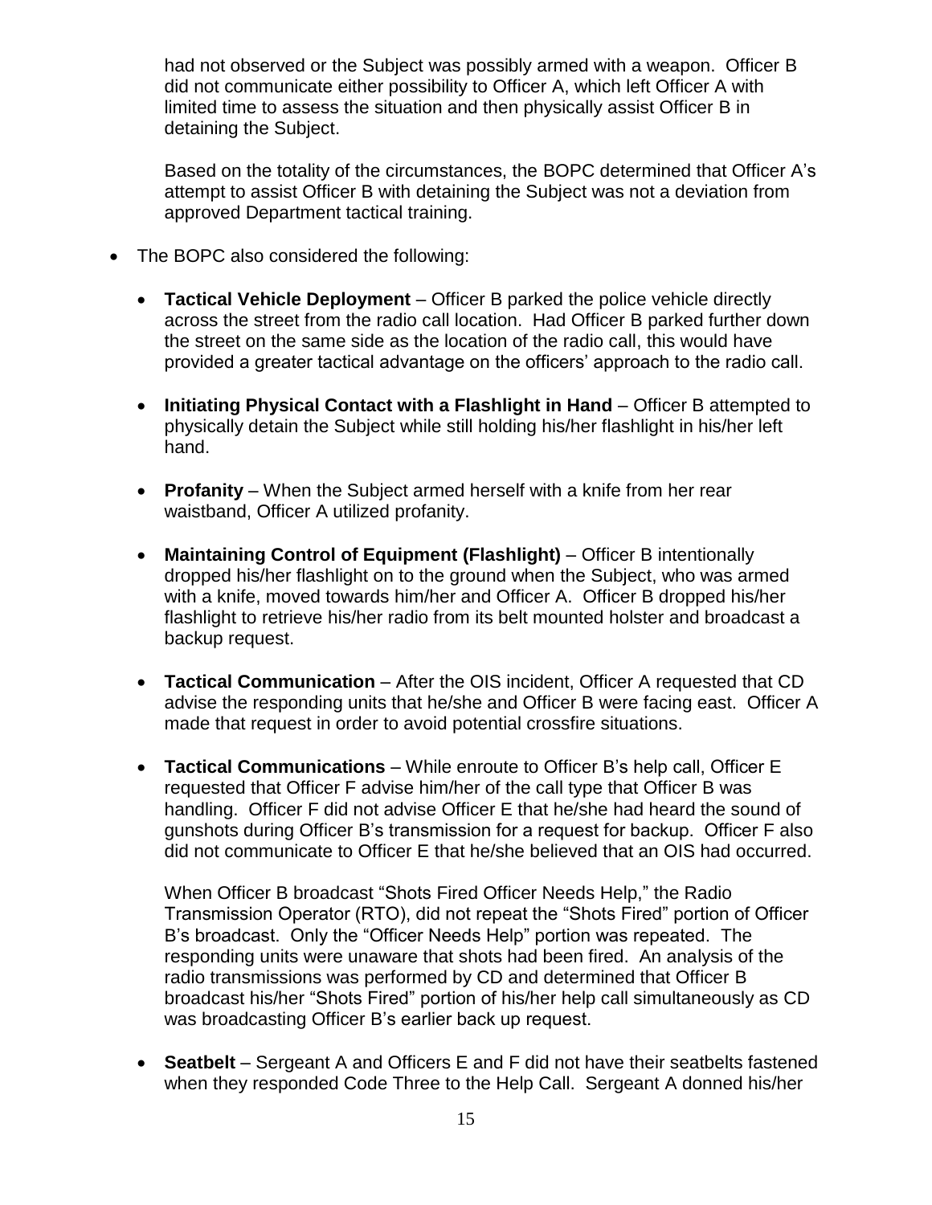had not observed or the Subject was possibly armed with a weapon. Officer B did not communicate either possibility to Officer A, which left Officer A with limited time to assess the situation and then physically assist Officer B in detaining the Subject.

Based on the totality of the circumstances, the BOPC determined that Officer A's attempt to assist Officer B with detaining the Subject was not a deviation from approved Department tactical training.

- The BOPC also considered the following:

  - **Tactical Vehicle Deployment** – Officer B parked the police vehicle directly across the street from the radio call location. Had Officer B parked further down the street on the same side as the location of the radio call, this would have provided a greater tactical advantage on the officers' approach to the radio call.

  - **Initiating Physical Contact with a Flashlight in Hand** – Officer B attempted to physically detain the Subject while still holding his/her flashlight in his/her left hand.

  - **Profanity** – When the Subject armed herself with a knife from her rear waistband, Officer A utilized profanity.

  - **Maintaining Control of Equipment (Flashlight)** – Officer B intentionally dropped his/her flashlight on to the ground when the Subject, who was armed with a knife, moved towards him/her and Officer A. Officer B dropped his/her flashlight to retrieve his/her radio from its belt mounted holster and broadcast a backup request.

  - **Tactical Communication** – After the OIS incident, Officer A requested that CD advise the responding units that he/she and Officer B were facing east. Officer A made that request in order to avoid potential crossfire situations.

  - **Tactical Communications** – While enroute to Officer B's help call, Officer E requested that Officer F advise him/her of the call type that Officer B was handling. Officer F did not advise Officer E that he/she had heard the sound of gunshots during Officer B's transmission for a request for backup. Officer F also did not communicate to Officer E that he/she believed that an OIS had occurred.

    When Officer B broadcast "Shots Fired Officer Needs Help," the Radio Transmission Operator (RTO), did not repeat the "Shots Fired" portion of Officer B's broadcast. Only the "Officer Needs Help" portion was repeated. The responding units were unaware that shots had been fired. An analysis of the radio transmissions was performed by CD and determined that Officer B broadcast his/her "Shots Fired" portion of his/her help call simultaneously as CD was broadcasting Officer B's earlier back up request.

  - **Seatbelt** – Sergeant A and Officers E and F did not have their seatbelts fastened when they responded Code Three to the Help Call. Sergeant A donned his/her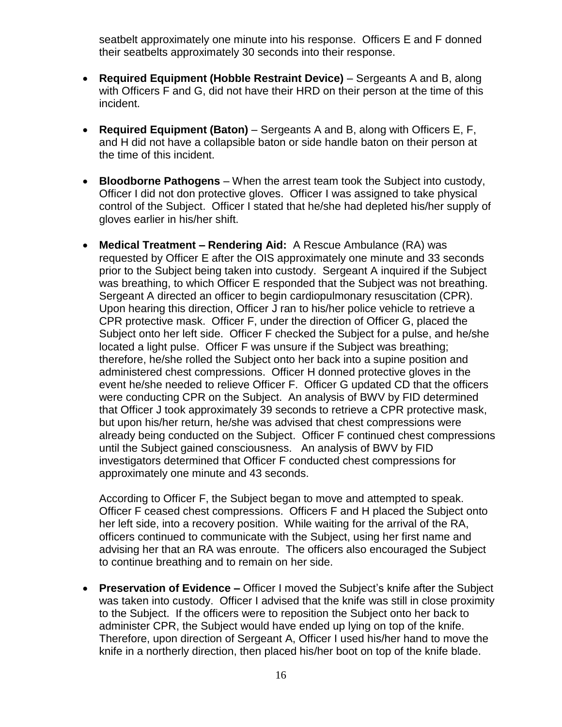seatbelt approximately one minute into his response. Officers E and F donned their seatbelts approximately 30 seconds into their response.

- **Required Equipment (Hobble Restraint Device)** – Sergeants A and B, along with Officers F and G, did not have their HRD on their person at the time of this incident.

- **Required Equipment (Baton)** – Sergeants A and B, along with Officers E, F, and H did not have a collapsible baton or side handle baton on their person at the time of this incident.

- **Bloodborne Pathogens** – When the arrest team took the Subject into custody, Officer I did not don protective gloves. Officer I was assigned to take physical control of the Subject. Officer I stated that he/she had depleted his/her supply of gloves earlier in his/her shift.

- **Medical Treatment – Rendering Aid:** A Rescue Ambulance (RA) was requested by Officer E after the OIS approximately one minute and 33 seconds prior to the Subject being taken into custody. Sergeant A inquired if the Subject was breathing, to which Officer E responded that the Subject was not breathing. Sergeant A directed an officer to begin cardiopulmonary resuscitation (CPR). Upon hearing this direction, Officer J ran to his/her police vehicle to retrieve a CPR protective mask. Officer F, under the direction of Officer G, placed the Subject onto her left side. Officer F checked the Subject for a pulse, and he/she located a light pulse. Officer F was unsure if the Subject was breathing; therefore, he/she rolled the Subject onto her back into a supine position and administered chest compressions. Officer H donned protective gloves in the event he/she needed to relieve Officer F. Officer G updated CD that the officers were conducting CPR on the Subject. An analysis of BWV by FID determined that Officer J took approximately 39 seconds to retrieve a CPR protective mask, but upon his/her return, he/she was advised that chest compressions were already being conducted on the Subject. Officer F continued chest compressions until the Subject gained consciousness. An analysis of BWV by FID investigators determined that Officer F conducted chest compressions for approximately one minute and 43 seconds.

  According to Officer F, the Subject began to move and attempted to speak. Officer F ceased chest compressions. Officers F and H placed the Subject onto her left side, into a recovery position. While waiting for the arrival of the RA, officers continued to communicate with the Subject, using her first name and advising her that an RA was enroute. The officers also encouraged the Subject to continue breathing and to remain on her side.

- **Preservation of Evidence –** Officer I moved the Subject's knife after the Subject was taken into custody. Officer I advised that the knife was still in close proximity to the Subject. If the officers were to reposition the Subject onto her back to administer CPR, the Subject would have ended up lying on top of the knife. Therefore, upon direction of Sergeant A, Officer I used his/her hand to move the knife in a northerly direction, then placed his/her boot on top of the knife blade.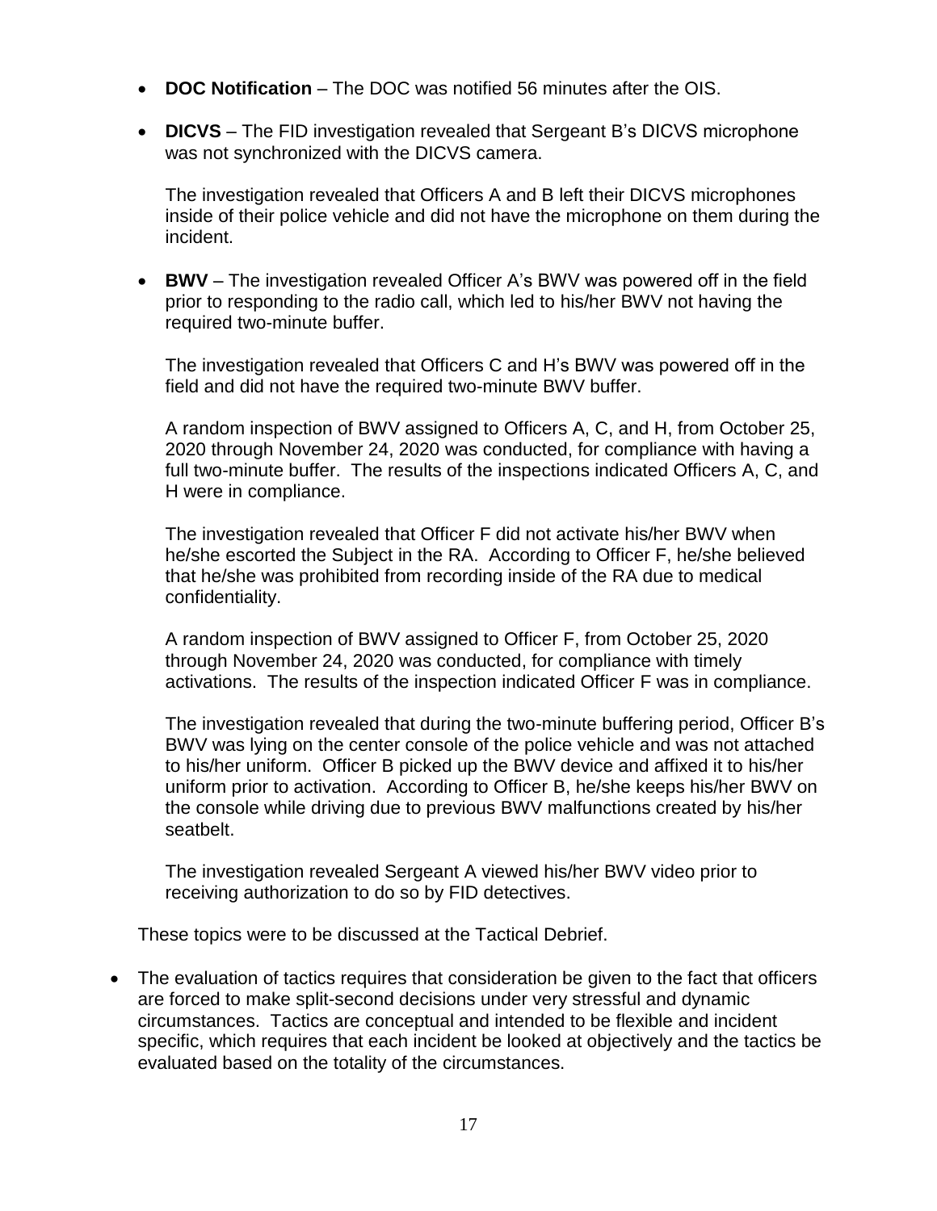- **DOC Notification** – The DOC was notified 56 minutes after the OIS.

- **DICVS** – The FID investigation revealed that Sergeant B's DICVS microphone was not synchronized with the DICVS camera.

  The investigation revealed that Officers A and B left their DICVS microphones inside of their police vehicle and did not have the microphone on them during the incident.

- **BWV** – The investigation revealed Officer A's BWV was powered off in the field prior to responding to the radio call, which led to his/her BWV not having the required two-minute buffer.

  The investigation revealed that Officers C and H's BWV was powered off in the field and did not have the required two-minute BWV buffer.

  A random inspection of BWV assigned to Officers A, C, and H, from October 25, 2020 through November 24, 2020 was conducted, for compliance with having a full two-minute buffer. The results of the inspections indicated Officers A, C, and H were in compliance.

  The investigation revealed that Officer F did not activate his/her BWV when he/she escorted the Subject in the RA. According to Officer F, he/she believed that he/she was prohibited from recording inside of the RA due to medical confidentiality.

  A random inspection of BWV assigned to Officer F, from October 25, 2020 through November 24, 2020 was conducted, for compliance with timely activations. The results of the inspection indicated Officer F was in compliance.

  The investigation revealed that during the two-minute buffering period, Officer B's BWV was lying on the center console of the police vehicle and was not attached to his/her uniform. Officer B picked up the BWV device and affixed it to his/her uniform prior to activation. According to Officer B, he/she keeps his/her BWV on the console while driving due to previous BWV malfunctions created by his/her seatbelt.

  The investigation revealed Sergeant A viewed his/her BWV video prior to receiving authorization to do so by FID detectives.

These topics were to be discussed at the Tactical Debrief.

- The evaluation of tactics requires that consideration be given to the fact that officers are forced to make split-second decisions under very stressful and dynamic circumstances. Tactics are conceptual and intended to be flexible and incident specific, which requires that each incident be looked at objectively and the tactics be evaluated based on the totality of the circumstances.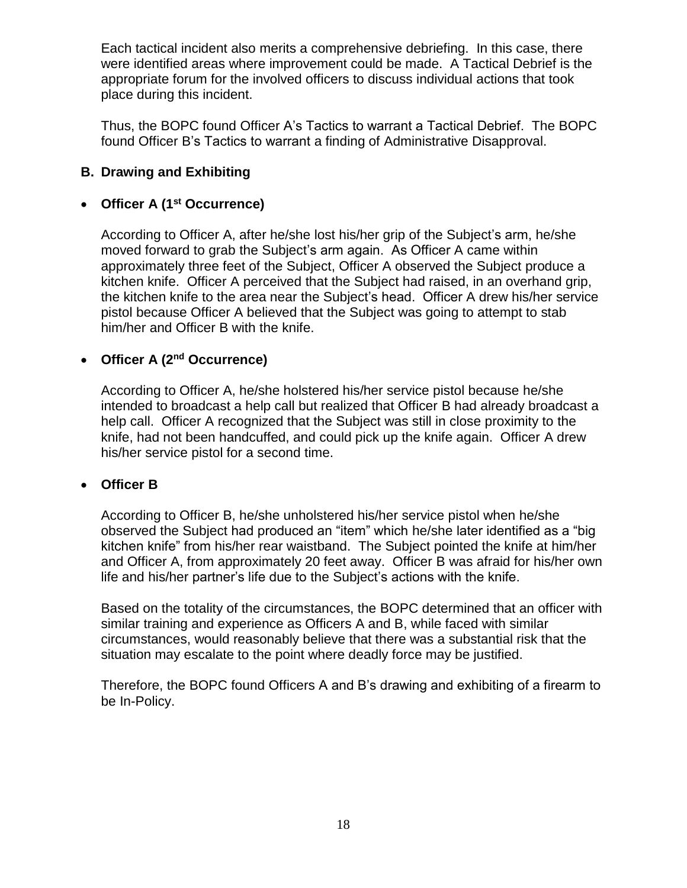Each tactical incident also merits a comprehensive debriefing. In this case, there were identified areas where improvement could be made. A Tactical Debrief is the appropriate forum for the involved officers to discuss individual actions that took place during this incident.

Thus, the BOPC found Officer A's Tactics to warrant a Tactical Debrief. The BOPC found Officer B's Tactics to warrant a finding of Administrative Disapproval.

### B. Drawing and Exhibiting

- **Officer A (1st Occurrence)**

According to Officer A, after he/she lost his/her grip of the Subject's arm, he/she moved forward to grab the Subject's arm again. As Officer A came within approximately three feet of the Subject, Officer A observed the Subject produce a kitchen knife. Officer A perceived that the Subject had raised, in an overhand grip, the kitchen knife to the area near the Subject's head. Officer A drew his/her service pistol because Officer A believed that the Subject was going to attempt to stab him/her and Officer B with the knife.

- **Officer A (2nd Occurrence)**

According to Officer A, he/she holstered his/her service pistol because he/she intended to broadcast a help call but realized that Officer B had already broadcast a help call. Officer A recognized that the Subject was still in close proximity to the knife, had not been handcuffed, and could pick up the knife again. Officer A drew his/her service pistol for a second time.

- **Officer B**

According to Officer B, he/she unholstered his/her service pistol when he/she observed the Subject had produced an "item" which he/she later identified as a "big kitchen knife" from his/her rear waistband. The Subject pointed the knife at him/her and Officer A, from approximately 20 feet away. Officer B was afraid for his/her own life and his/her partner's life due to the Subject's actions with the knife.

Based on the totality of the circumstances, the BOPC determined that an officer with similar training and experience as Officers A and B, while faced with similar circumstances, would reasonably believe that there was a substantial risk that the situation may escalate to the point where deadly force may be justified.

Therefore, the BOPC found Officers A and B's drawing and exhibiting of a firearm to be In-Policy.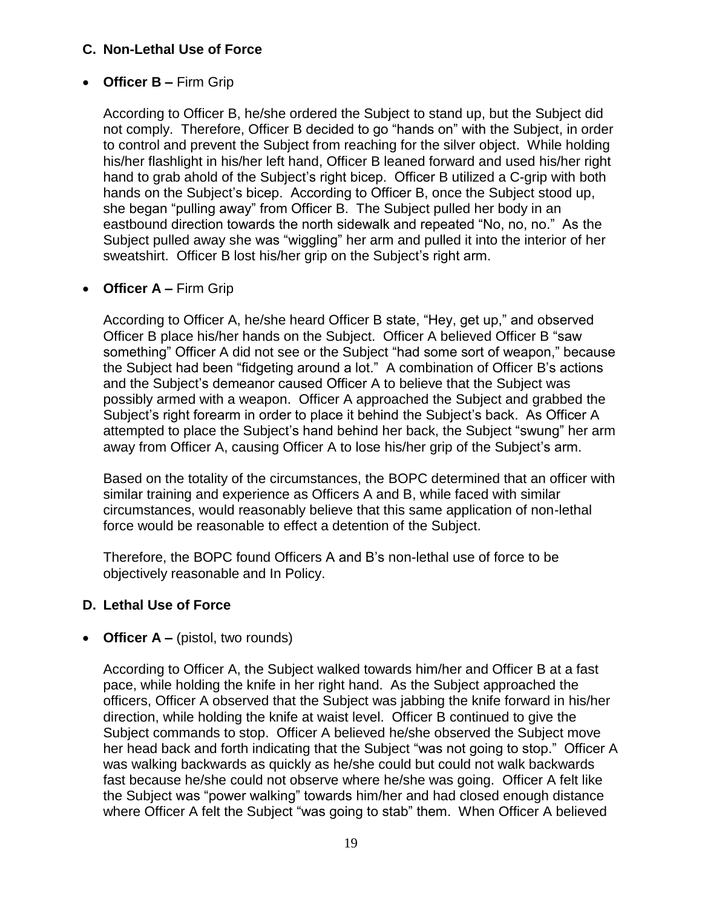### C. Non-Lethal Use of Force

- **Officer B –** Firm Grip

  According to Officer B, he/she ordered the Subject to stand up, but the Subject did not comply. Therefore, Officer B decided to go "hands on" with the Subject, in order to control and prevent the Subject from reaching for the silver object. While holding his/her flashlight in his/her left hand, Officer B leaned forward and used his/her right hand to grab ahold of the Subject's right bicep. Officer B utilized a C-grip with both hands on the Subject's bicep. According to Officer B, once the Subject stood up, she began "pulling away" from Officer B. The Subject pulled her body in an eastbound direction towards the north sidewalk and repeated "No, no, no." As the Subject pulled away she was "wiggling" her arm and pulled it into the interior of her sweatshirt. Officer B lost his/her grip on the Subject's right arm.

- **Officer A –** Firm Grip

  According to Officer A, he/she heard Officer B state, "Hey, get up," and observed Officer B place his/her hands on the Subject. Officer A believed Officer B "saw something" Officer A did not see or the Subject "had some sort of weapon," because the Subject had been "fidgeting around a lot." A combination of Officer B's actions and the Subject's demeanor caused Officer A to believe that the Subject was possibly armed with a weapon. Officer A approached the Subject and grabbed the Subject's right forearm in order to place it behind the Subject's back. As Officer A attempted to place the Subject's hand behind her back, the Subject "swung" her arm away from Officer A, causing Officer A to lose his/her grip of the Subject's arm.

  Based on the totality of the circumstances, the BOPC determined that an officer with similar training and experience as Officers A and B, while faced with similar circumstances, would reasonably believe that this same application of non-lethal force would be reasonable to effect a detention of the Subject.

  Therefore, the BOPC found Officers A and B's non-lethal use of force to be objectively reasonable and In Policy.

### D. Lethal Use of Force

- **Officer A –** (pistol, two rounds)

  According to Officer A, the Subject walked towards him/her and Officer B at a fast pace, while holding the knife in her right hand. As the Subject approached the officers, Officer A observed that the Subject was jabbing the knife forward in his/her direction, while holding the knife at waist level. Officer B continued to give the Subject commands to stop. Officer A believed he/she observed the Subject move her head back and forth indicating that the Subject "was not going to stop." Officer A was walking backwards as quickly as he/she could but could not walk backwards fast because he/she could not observe where he/she was going. Officer A felt like the Subject was "power walking" towards him/her and had closed enough distance where Officer A felt the Subject "was going to stab" them. When Officer A believed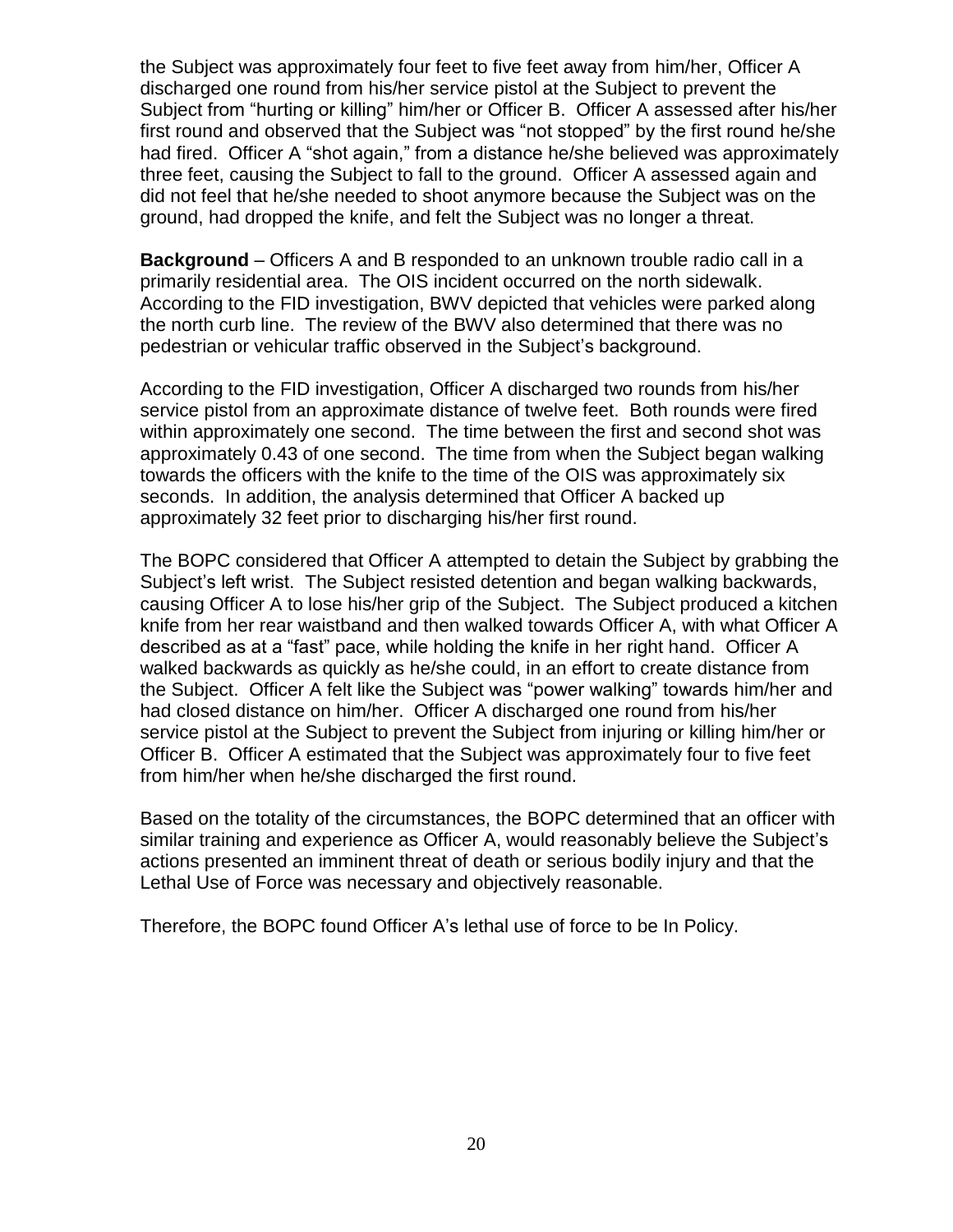the Subject was approximately four feet to five feet away from him/her, Officer A discharged one round from his/her service pistol at the Subject to prevent the Subject from "hurting or killing" him/her or Officer B. Officer A assessed after his/her first round and observed that the Subject was "not stopped" by the first round he/she had fired. Officer A "shot again," from a distance he/she believed was approximately three feet, causing the Subject to fall to the ground. Officer A assessed again and did not feel that he/she needed to shoot anymore because the Subject was on the ground, had dropped the knife, and felt the Subject was no longer a threat.

**Background** – Officers A and B responded to an unknown trouble radio call in a primarily residential area. The OIS incident occurred on the north sidewalk. According to the FID investigation, BWV depicted that vehicles were parked along the north curb line. The review of the BWV also determined that there was no pedestrian or vehicular traffic observed in the Subject's background.

According to the FID investigation, Officer A discharged two rounds from his/her service pistol from an approximate distance of twelve feet. Both rounds were fired within approximately one second. The time between the first and second shot was approximately 0.43 of one second. The time from when the Subject began walking towards the officers with the knife to the time of the OIS was approximately six seconds. In addition, the analysis determined that Officer A backed up approximately 32 feet prior to discharging his/her first round.

The BOPC considered that Officer A attempted to detain the Subject by grabbing the Subject's left wrist. The Subject resisted detention and began walking backwards, causing Officer A to lose his/her grip of the Subject. The Subject produced a kitchen knife from her rear waistband and then walked towards Officer A, with what Officer A described as at a "fast" pace, while holding the knife in her right hand. Officer A walked backwards as quickly as he/she could, in an effort to create distance from the Subject. Officer A felt like the Subject was "power walking" towards him/her and had closed distance on him/her. Officer A discharged one round from his/her service pistol at the Subject to prevent the Subject from injuring or killing him/her or Officer B. Officer A estimated that the Subject was approximately four to five feet from him/her when he/she discharged the first round.

Based on the totality of the circumstances, the BOPC determined that an officer with similar training and experience as Officer A, would reasonably believe the Subject's actions presented an imminent threat of death or serious bodily injury and that the Lethal Use of Force was necessary and objectively reasonable.

Therefore, the BOPC found Officer A's lethal use of force to be In Policy.